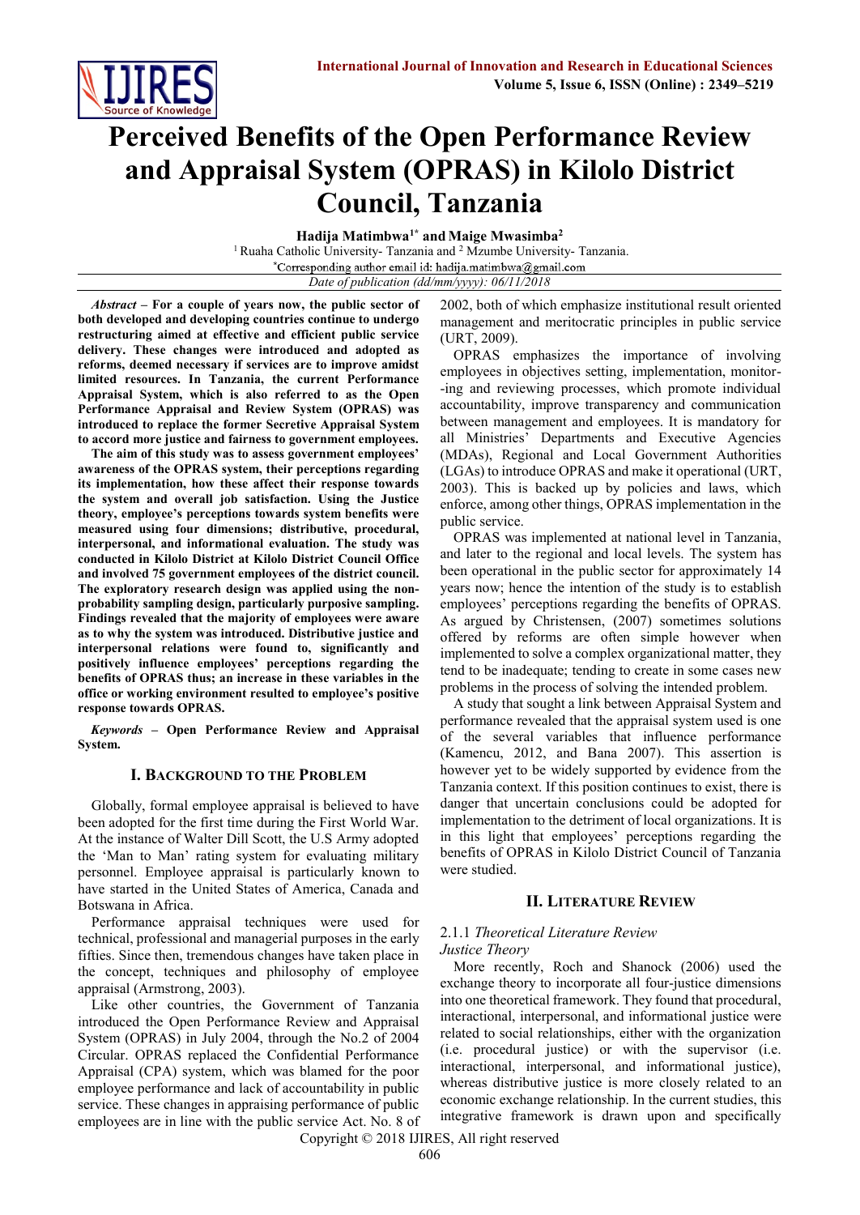# Perceived Benefits of the Open Performance Review and Appraisal System (OPRAS) in Kilolo District Council, Tanzania

**Hadija Matimbwa[1*] and Maige Mwasimba[2]**

[1] Ruaha Catholic University- Tanzania and [2] Mzumbe University- Tanzania.

*Corresponding author email id: hadija.matimbwa@gmail.com

*Date of publication (dd/mm/yyyy): 06/11/2018*

***Abstract* – For a couple of years now, the public sector of both developed and developing countries continue to undergo restructuring aimed at effective and efficient public service delivery. These changes were introduced and adopted as reforms, deemed necessary if services are to improve amidst limited resources. In Tanzania, the current Performance Appraisal System, which is also referred to as the Open Performance Appraisal and Review System (OPRAS) was introduced to replace the former Secretive Appraisal System to accord more justice and fairness to government employees.**

**The aim of this study was to assess government employees' awareness of the OPRAS system, their perceptions regarding its implementation, how these affect their response towards the system and overall job satisfaction. Using the Justice theory, employee's perceptions towards system benefits were measured using four dimensions; distributive, procedural, interpersonal, and informational evaluation. The study was conducted in Kilolo District at Kilolo District Council Office and involved 75 government employees of the district council. The exploratory research design was applied using the non-probability sampling design, particularly purposive sampling. Findings revealed that the majority of employees were aware as to why the system was introduced. Distributive justice and interpersonal relations were found to, significantly and positively influence employees' perceptions regarding the benefits of OPRAS thus; an increase in these variables in the office or working environment resulted to employee's positive response towards OPRAS.**

***Keywords* – Open Performance Review and Appraisal System.**

## I. Background to the Problem

Globally, formal employee appraisal is believed to have been adopted for the first time during the First World War. At the instance of Walter Dill Scott, the U.S Army adopted the 'Man to Man' rating system for evaluating military personnel. Employee appraisal is particularly known to have started in the United States of America, Canada and Botswana in Africa.

Performance appraisal techniques were used for technical, professional and managerial purposes in the early fifties. Since then, tremendous changes have taken place in the concept, techniques and philosophy of employee appraisal (Armstrong, 2003).

Like other countries, the Government of Tanzania introduced the Open Performance Review and Appraisal System (OPRAS) in July 2004, through the No.2 of 2004 Circular. OPRAS replaced the Confidential Performance Appraisal (CPA) system, which was blamed for the poor employee performance and lack of accountability in public service. These changes in appraising performance of public employees are in line with the public service Act. No. 8 of 2002, both of which emphasize institutional result oriented management and meritocratic principles in public service (URT, 2009).

OPRAS emphasizes the importance of involving employees in objectives setting, implementation, monitor--ing and reviewing processes, which promote individual accountability, improve transparency and communication between management and employees. It is mandatory for all Ministries' Departments and Executive Agencies (MDAs), Regional and Local Government Authorities (LGAs) to introduce OPRAS and make it operational (URT, 2003). This is backed up by policies and laws, which enforce, among other things, OPRAS implementation in the public service.

OPRAS was implemented at national level in Tanzania, and later to the regional and local levels. The system has been operational in the public sector for approximately 14 years now; hence the intention of the study is to establish employees' perceptions regarding the benefits of OPRAS. As argued by Christensen, (2007) sometimes solutions offered by reforms are often simple however when implemented to solve a complex organizational matter, they tend to be inadequate; tending to create in some cases new problems in the process of solving the intended problem.

A study that sought a link between Appraisal System and performance revealed that the appraisal system used is one of the several variables that influence performance (Kamencu, 2012, and Bana 2007). This assertion is however yet to be widely supported by evidence from the Tanzania context. If this position continues to exist, there is danger that uncertain conclusions could be adopted for implementation to the detriment of local organizations. It is in this light that employees' perceptions regarding the benefits of OPRAS in Kilolo District Council of Tanzania were studied.

## II. Literature Review

### 2.1.1 *Theoretical Literature Review*

*Justice Theory*

More recently, Roch and Shanock (2006) used the exchange theory to incorporate all four-justice dimensions into one theoretical framework. They found that procedural, interactional, interpersonal, and informational justice were related to social relationships, either with the organization (i.e. procedural justice) or with the supervisor (i.e. interactional, interpersonal, and informational justice), whereas distributive justice is more closely related to an economic exchange relationship. In the current studies, this integrative framework is drawn upon and specifically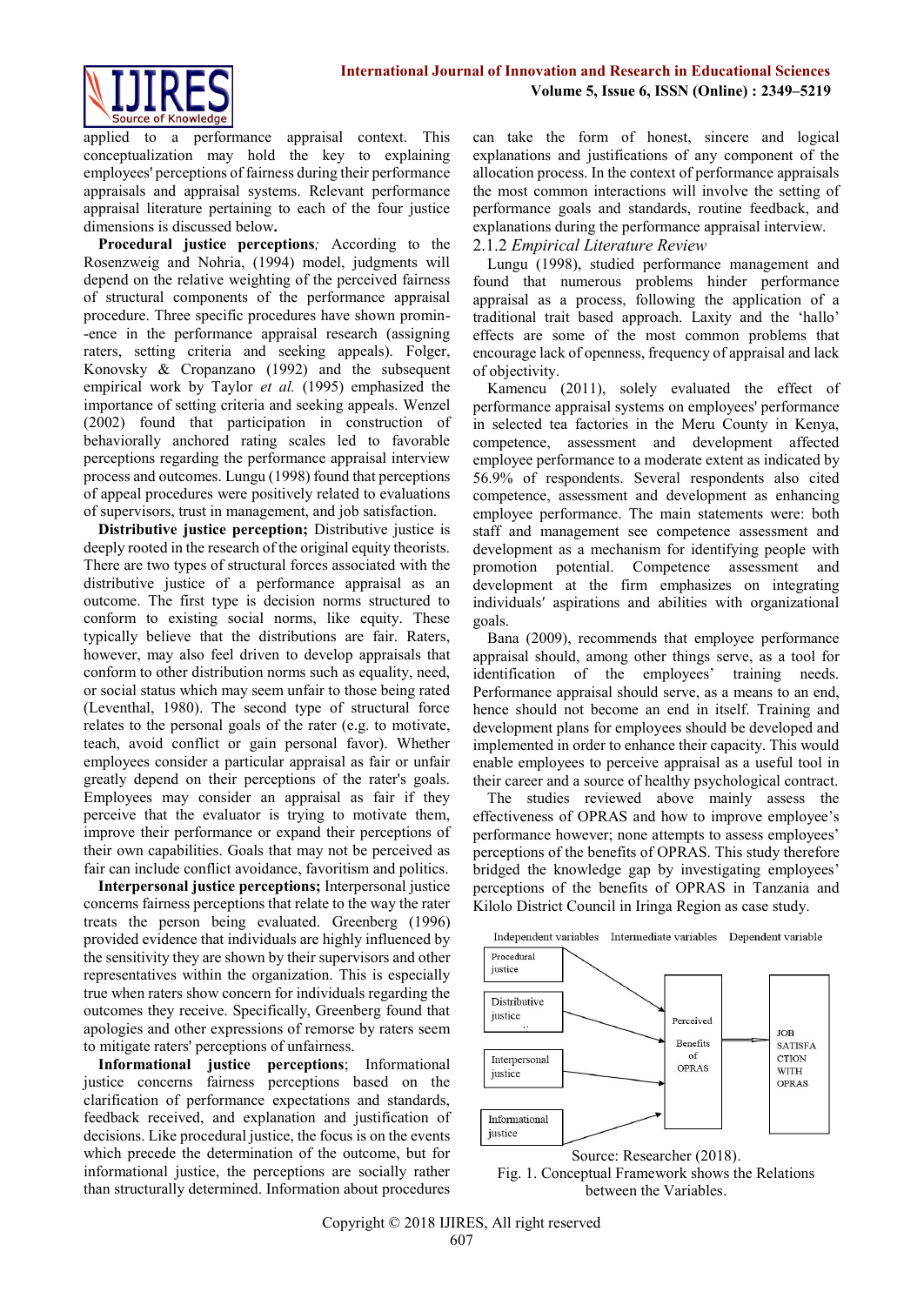applied to a performance appraisal context. This conceptualization may hold the key to explaining employees' perceptions of fairness during their performance appraisals and appraisal systems. Relevant performance appraisal literature pertaining to each of the four justice dimensions is discussed below**.**

**Procedural justice perceptions***;* According to the Rosenzweig and Nohria, (1994) model, judgments will depend on the relative weighting of the perceived fairness of structural components of the performance appraisal procedure. Three specific procedures have shown prominence in the performance appraisal research (assigning raters, setting criteria and seeking appeals). Folger, Konovsky & Cropanzano (1992) and the subsequent empirical work by Taylor *et al.* (1995) emphasized the importance of setting criteria and seeking appeals. Wenzel (2002) found that participation in construction of behaviorally anchored rating scales led to favorable perceptions regarding the performance appraisal interview process and outcomes. Lungu (1998) found that perceptions of appeal procedures were positively related to evaluations of supervisors, trust in management, and job satisfaction.

**Distributive justice perception;** Distributive justice is deeply rooted in the research of the original equity theorists. There are two types of structural forces associated with the distributive justice of a performance appraisal as an outcome. The first type is decision norms structured to conform to existing social norms, like equity. These typically believe that the distributions are fair. Raters, however, may also feel driven to develop appraisals that conform to other distribution norms such as equality, need, or social status which may seem unfair to those being rated (Leventhal, 1980). The second type of structural force relates to the personal goals of the rater (e.g. to motivate, teach, avoid conflict or gain personal favor). Whether employees consider a particular appraisal as fair or unfair greatly depend on their perceptions of the rater's goals. Employees may consider an appraisal as fair if they perceive that the evaluator is trying to motivate them, improve their performance or expand their perceptions of their own capabilities. Goals that may not be perceived as fair can include conflict avoidance, favoritism and politics.

**Interpersonal justice perceptions;** Interpersonal justice concerns fairness perceptions that relate to the way the rater treats the person being evaluated. Greenberg (1996) provided evidence that individuals are highly influenced by the sensitivity they are shown by their supervisors and other representatives within the organization. This is especially true when raters show concern for individuals regarding the outcomes they receive. Specifically, Greenberg found that apologies and other expressions of remorse by raters seem to mitigate raters' perceptions of unfairness.

**Informational justice perceptions**; Informational justice concerns fairness perceptions based on the clarification of performance expectations and standards, feedback received, and explanation and justification of decisions. Like procedural justice, the focus is on the events which precede the determination of the outcome, but for informational justice, the perceptions are socially rather than structurally determined. Information about procedures can take the form of honest, sincere and logical explanations and justifications of any component of the allocation process. In the context of performance appraisals the most common interactions will involve the setting of performance goals and standards, routine feedback, and explanations during the performance appraisal interview.

### 2.1.2 *Empirical Literature Review*

Lungu (1998), studied performance management and found that numerous problems hinder performance appraisal as a process, following the application of a traditional trait based approach. Laxity and the 'hallo' effects are some of the most common problems that encourage lack of openness, frequency of appraisal and lack of objectivity.

Kamencu (2011), solely evaluated the effect of performance appraisal systems on employees' performance in selected tea factories in the Meru County in Kenya, competence, assessment and development affected employee performance to a moderate extent as indicated by 56.9% of respondents. Several respondents also cited competence, assessment and development as enhancing employee performance. The main statements were: both staff and management see competence assessment and development as a mechanism for identifying people with promotion potential. Competence assessment and development at the firm emphasizes on integrating individuals′ aspirations and abilities with organizational goals.

Bana (2009), recommends that employee performance appraisal should, among other things serve, as a tool for identification of the employees' training needs. Performance appraisal should serve, as a means to an end, hence should not become an end in itself. Training and development plans for employees should be developed and implemented in order to enhance their capacity. This would enable employees to perceive appraisal as a useful tool in their career and a source of healthy psychological contract.

The studies reviewed above mainly assess the effectiveness of OPRAS and how to improve employee's performance however; none attempts to assess employees' perceptions of the benefits of OPRAS. This study therefore bridged the knowledge gap by investigating employees' perceptions of the benefits of OPRAS in Tanzania and Kilolo District Council in Iringa Region as case study.

Independent variables | Intermediate variables | Dependent variable

Procedural justice; Distributive justice; Interpersonal justice; Informational justice → Perceived Benefits of OPRAS → JOB SATISFACTION WITH OPRAS

Source: Researcher (2018).

Fig. 1. Conceptual Framework shows the Relations between the Variables.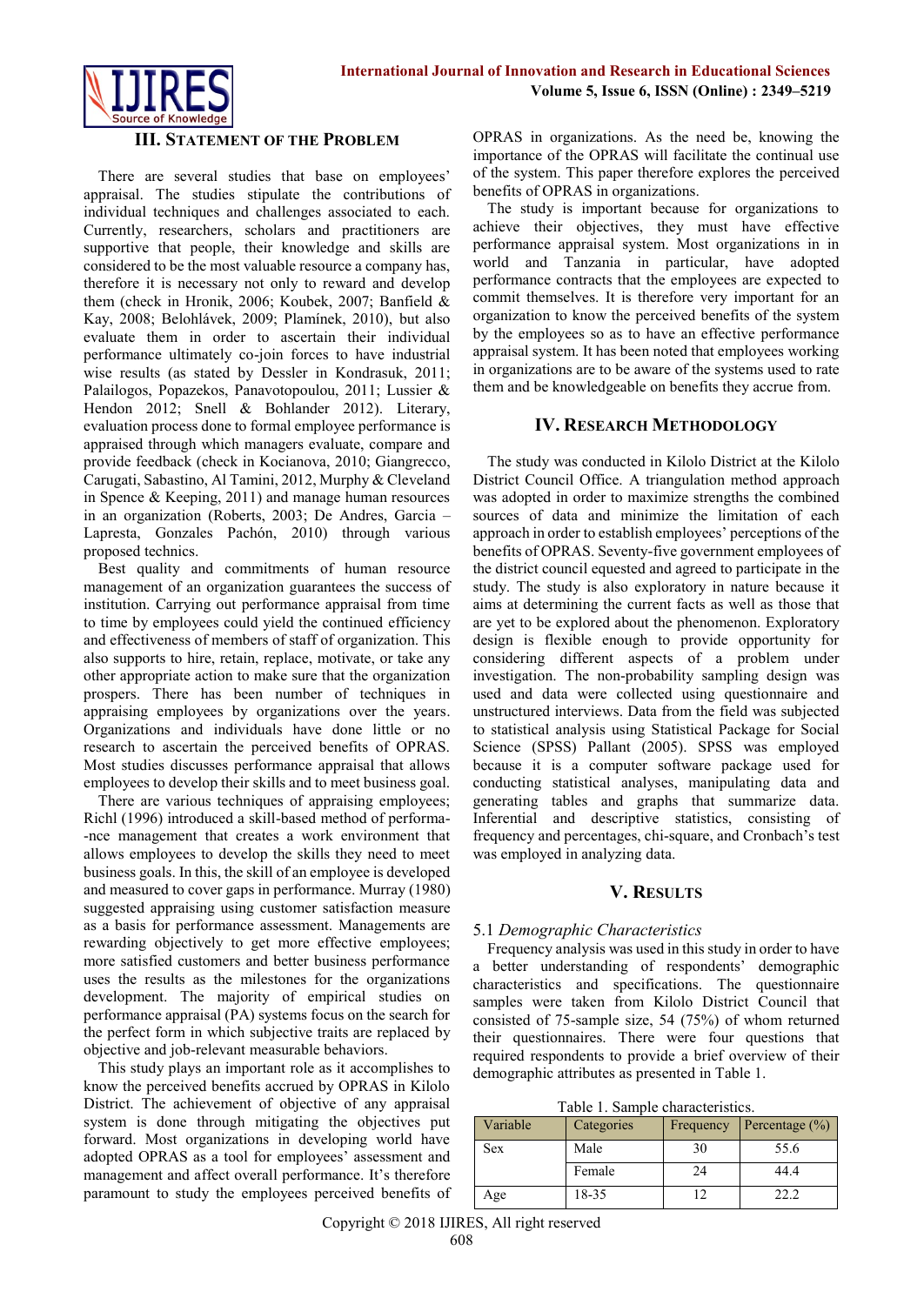## III. Statement of the Problem

There are several studies that base on employees' appraisal. The studies stipulate the contributions of individual techniques and challenges associated to each. Currently, researchers, scholars and practitioners are supportive that people, their knowledge and skills are considered to be the most valuable resource a company has, therefore it is necessary not only to reward and develop them (check in Hronik, 2006; Koubek, 2007; Banfield & Kay, 2008; Belohlávek, 2009; Plamínek, 2010), but also evaluate them in order to ascertain their individual performance ultimately co-join forces to have industrial wise results (as stated by Dessler in Kondrasuk, 2011; Palailogos, Popazekos, Panavotopoulou, 2011; Lussier & Hendon 2012; Snell & Bohlander 2012). Literary, evaluation process done to formal employee performance is appraised through which managers evaluate, compare and provide feedback (check in Kocianova, 2010; Giangrecco, Carugati, Sabastino, Al Tamini, 2012, Murphy & Cleveland in Spence & Keeping, 2011) and manage human resources in an organization (Roberts, 2003; De Andres, Garcia – Lapresta, Gonzales Pachón, 2010) through various proposed technics.

Best quality and commitments of human resource management of an organization guarantees the success of institution. Carrying out performance appraisal from time to time by employees could yield the continued efficiency and effectiveness of members of staff of organization. This also supports to hire, retain, replace, motivate, or take any other appropriate action to make sure that the organization prospers. There has been number of techniques in appraising employees by organizations over the years. Organizations and individuals have done little or no research to ascertain the perceived benefits of OPRAS. Most studies discusses performance appraisal that allows employees to develop their skills and to meet business goal.

There are various techniques of appraising employees; Richl (1996) introduced a skill-based method of performa-nce management that creates a work environment that allows employees to develop the skills they need to meet business goals. In this, the skill of an employee is developed and measured to cover gaps in performance. Murray (1980) suggested appraising using customer satisfaction measure as a basis for performance assessment. Managements are rewarding objectively to get more effective employees; more satisfied customers and better business performance uses the results as the milestones for the organizations development. The majority of empirical studies on performance appraisal (PA) systems focus on the search for the perfect form in which subjective traits are replaced by objective and job-relevant measurable behaviors.

This study plays an important role as it accomplishes to know the perceived benefits accrued by OPRAS in Kilolo District. The achievement of objective of any appraisal system is done through mitigating the objectives put forward. Most organizations in developing world have adopted OPRAS as a tool for employees' assessment and management and affect overall performance. It's therefore paramount to study the employees perceived benefits of OPRAS in organizations. As the need be, knowing the importance of the OPRAS will facilitate the continual use of the system. This paper therefore explores the perceived benefits of OPRAS in organizations.

The study is important because for organizations to achieve their objectives, they must have effective performance appraisal system. Most organizations in in world and Tanzania in particular, have adopted performance contracts that the employees are expected to commit themselves. It is therefore very important for an organization to know the perceived benefits of the system by the employees so as to have an effective performance appraisal system. It has been noted that employees working in organizations are to be aware of the systems used to rate them and be knowledgeable on benefits they accrue from.

## IV. Research Methodology

The study was conducted in Kilolo District at the Kilolo District Council Office. A triangulation method approach was adopted in order to maximize strengths the combined sources of data and minimize the limitation of each approach in order to establish employees' perceptions of the benefits of OPRAS. Seventy-five government employees of the district council equested and agreed to participate in the study. The study is also exploratory in nature because it aims at determining the current facts as well as those that are yet to be explored about the phenomenon. Exploratory design is flexible enough to provide opportunity for considering different aspects of a problem under investigation. The non-probability sampling design was used and data were collected using questionnaire and unstructured interviews. Data from the field was subjected to statistical analysis using Statistical Package for Social Science (SPSS) Pallant (2005). SPSS was employed because it is a computer software package used for conducting statistical analyses, manipulating data and generating tables and graphs that summarize data. Inferential and descriptive statistics, consisting of frequency and percentages, chi-square, and Cronbach's test was employed in analyzing data.

## V. Results

### 5.1 *Demographic Characteristics*

Frequency analysis was used in this study in order to have a better understanding of respondents' demographic characteristics and specifications. The questionnaire samples were taken from Kilolo District Council that consisted of 75-sample size, 54 (75%) of whom returned their questionnaires. There were four questions that required respondents to provide a brief overview of their demographic attributes as presented in Table 1.

Table 1. Sample characteristics.

| Variable | Categories | Frequency | Percentage (%) |
|---|---|---|---|
| Sex | Male | 30 | 55.6 |
| | Female | 24 | 44.4 |
| Age | 18-35 | 12 | 22.2 |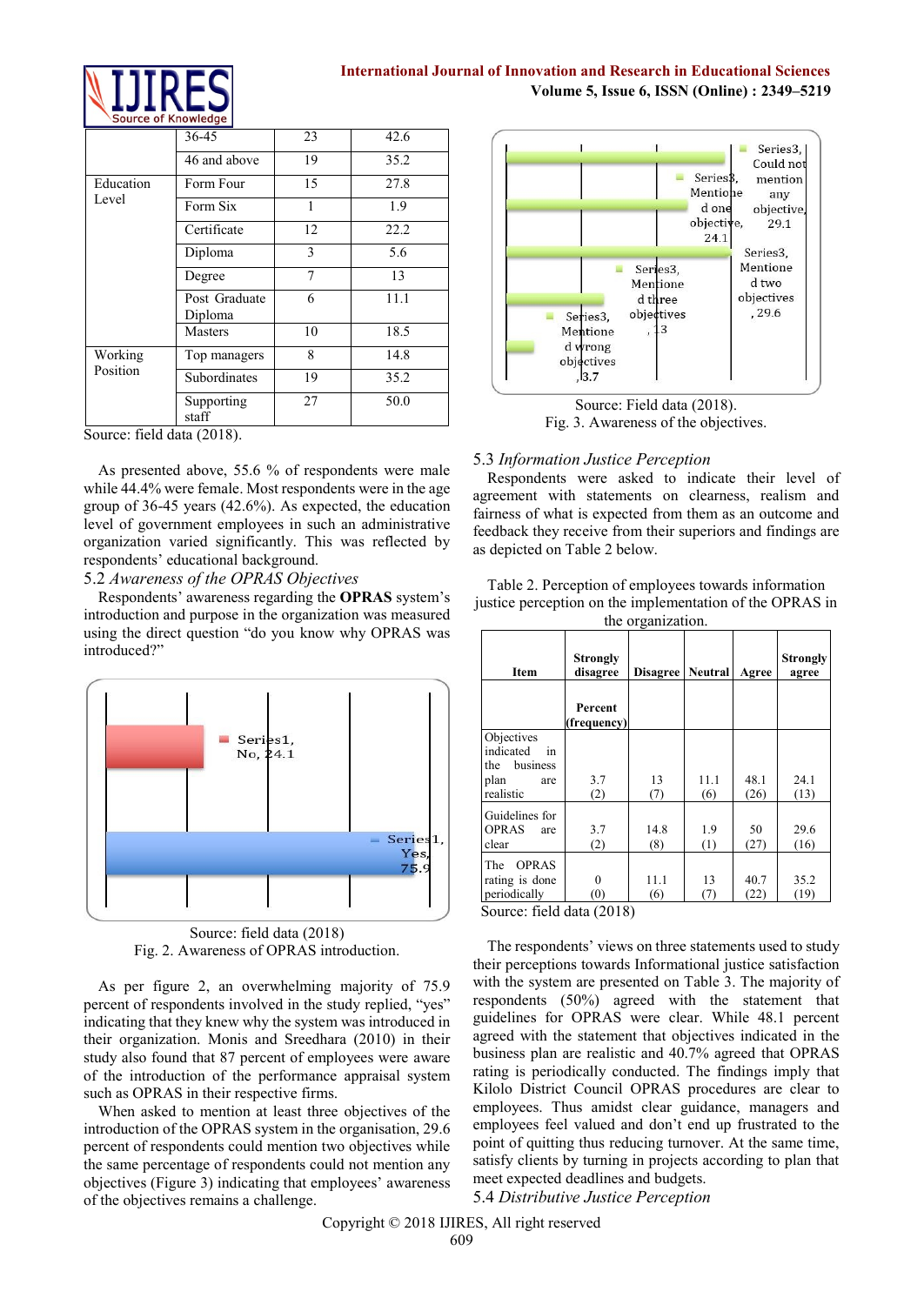| | 36-45 | 23 | 42.6 |
|---|---|---|---|
| | 46 and above | 19 | 35.2 |
| Education Level | Form Four | 15 | 27.8 |
| | Form Six | 1 | 1.9 |
| | Certificate | 12 | 22.2 |
| | Diploma | 3 | 5.6 |
| | Degree | 7 | 13 |
| | Post Graduate Diploma | 6 | 11.1 |
| | Masters | 10 | 18.5 |
| Working Position | Top managers | 8 | 14.8 |
| | Subordinates | 19 | 35.2 |
| | Supporting staff | 27 | 50.0 |

Source: field data (2018).

As presented above, 55.6 % of respondents were male while 44.4% were female. Most respondents were in the age group of 36-45 years (42.6%). As expected, the education level of government employees in such an administrative organization varied significantly. This was reflected by respondents' educational background.

## 5.2 *Awareness of the OPRAS Objectives*

Respondents' awareness regarding the **OPRAS** system's introduction and purpose in the organization was measured using the direct question "do you know why OPRAS was introduced?"

Series1, No, 24.1

Series1, Yes, 75.9

Source: field data (2018)

Fig. 2. Awareness of OPRAS introduction.

As per figure 2, an overwhelming majority of 75.9 percent of respondents involved in the study replied, "yes" indicating that they knew why the system was introduced in their organization. Monis and Sreedhara (2010) in their study also found that 87 percent of employees were aware of the introduction of the performance appraisal system such as OPRAS in their respective firms.

When asked to mention at least three objectives of the introduction of the OPRAS system in the organisation, 29.6 percent of respondents could mention two objectives while the same percentage of respondents could not mention any objectives (Figure 3) indicating that employees' awareness of the objectives remains a challenge.

Series3, Could not mention any objective, 29.1

Series3, Mentioned one objective, 24.1

Series3, Mentioned two objectives, 29.6

Series3, Mentioned three objectives, 13

Series3, Mentioned wrong objectives, 3.7

Source: Field data (2018).

Fig. 3. Awareness of the objectives.

## 5.3 *Information Justice Perception*

Respondents were asked to indicate their level of agreement with statements on clearness, realism and fairness of what is expected from them as an outcome and feedback they receive from their superiors and findings are as depicted on Table 2 below.

Table 2. Perception of employees towards information justice perception on the implementation of the OPRAS in the organization.

| Item | Strongly disagree | Disagree | Neutral | Agree | Strongly agree |
|---|---|---|---|---|---|
| | **Percent (frequency)** | | | | |
| Objectives indicated in the business plan are realistic | 3.7 (2) | 13 (7) | 11.1 (6) | 48.1 (26) | 24.1 (13) |
| Guidelines for OPRAS are clear | 3.7 (2) | 14.8 (8) | 1.9 (1) | 50 (27) | 29.6 (16) |
| The OPRAS rating is done periodically | 0 (0) | 11.1 (6) | 13 (7) | 40.7 (22) | 35.2 (19) |

Source: field data (2018)

The respondents' views on three statements used to study their perceptions towards Informational justice satisfaction with the system are presented on Table 3. The majority of respondents (50%) agreed with the statement that guidelines for OPRAS were clear. While 48.1 percent agreed with the statement that objectives indicated in the business plan are realistic and 40.7% agreed that OPRAS rating is periodically conducted. The findings imply that Kilolo District Council OPRAS procedures are clear to employees. Thus amidst clear guidance, managers and employees feel valued and don't end up frustrated to the point of quitting thus reducing turnover. At the same time, satisfy clients by turning in projects according to plan that meet expected deadlines and budgets.

## 5.4 *Distributive Justice Perception*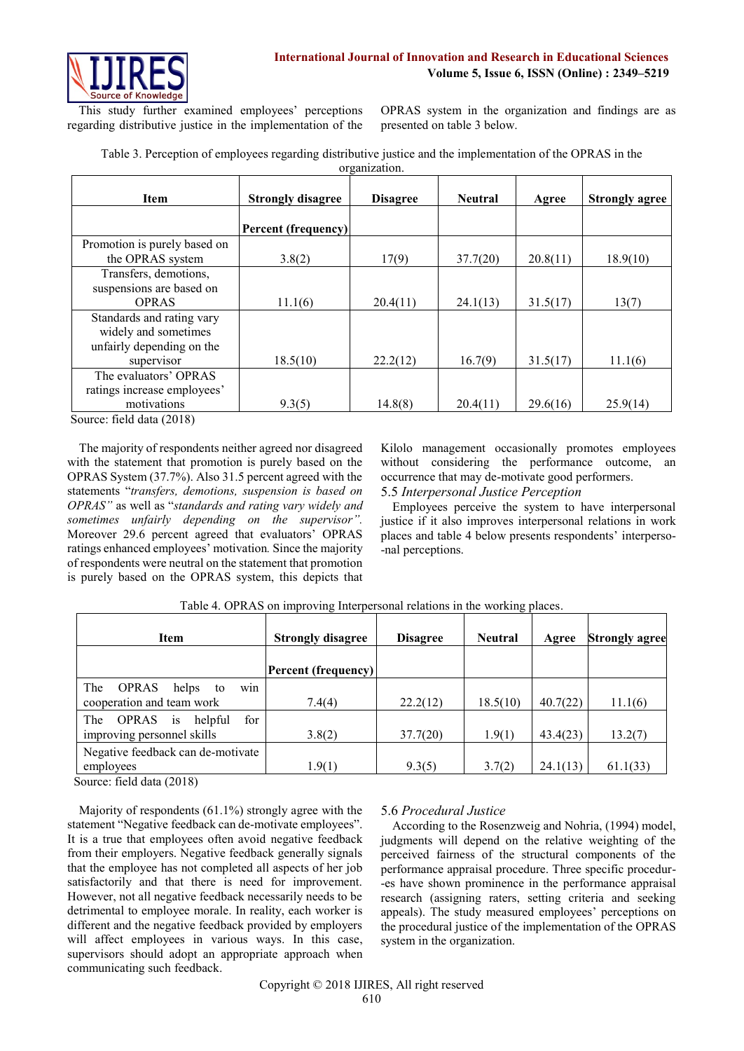This study further examined employees' perceptions regarding distributive justice in the implementation of the OPRAS system in the organization and findings are as presented on table 3 below.

Table 3. Perception of employees regarding distributive justice and the implementation of the OPRAS in the organization.

| Item | Strongly disagree | Disagree | Neutral | Agree | Strongly agree |
|---|---|---|---|---|---|
| | Percent (frequency) | | | | |
| Promotion is purely based on the OPRAS system | 3.8(2) | 17(9) | 37.7(20) | 20.8(11) | 18.9(10) |
| Transfers, demotions, suspensions are based on OPRAS | 11.1(6) | 20.4(11) | 24.1(13) | 31.5(17) | 13(7) |
| Standards and rating vary widely and sometimes unfairly depending on the supervisor | 18.5(10) | 22.2(12) | 16.7(9) | 31.5(17) | 11.1(6) |
| The evaluators' OPRAS ratings increase employees' motivations | 9.3(5) | 14.8(8) | 20.4(11) | 29.6(16) | 25.9(14) |

Source: field data (2018)

The majority of respondents neither agreed nor disagreed with the statement that promotion is purely based on the OPRAS System (37.7%). Also 31.5 percent agreed with the statements "*transfers, demotions, suspension is based on OPRAS"* as well as "*standards and rating vary widely and sometimes unfairly depending on the supervisor".* Moreover 29.6 percent agreed that evaluators' OPRAS ratings enhanced employees' motivation. Since the majority of respondents were neutral on the statement that promotion is purely based on the OPRAS system, this depicts that Kilolo management occasionally promotes employees without considering the performance outcome, an occurrence that may de-motivate good performers.

### 5.5 *Interpersonal Justice Perception*

Employees perceive the system to have interpersonal justice if it also improves interpersonal relations in work places and table 4 below presents respondents' interpersonal perceptions.

Table 4. OPRAS on improving Interpersonal relations in the working places.

| Item | Strongly disagree | Disagree | Neutral | Agree | Strongly agree |
|---|---|---|---|---|---|
| | Percent (frequency) | | | | |
| The OPRAS helps to win cooperation and team work | 7.4(4) | 22.2(12) | 18.5(10) | 40.7(22) | 11.1(6) |
| The OPRAS is helpful for improving personnel skills | 3.8(2) | 37.7(20) | 1.9(1) | 43.4(23) | 13.2(7) |
| Negative feedback can de-motivate employees | 1.9(1) | 9.3(5) | 3.7(2) | 24.1(13) | 61.1(33) |

Source: field data (2018)

Majority of respondents (61.1%) strongly agree with the statement "Negative feedback can de-motivate employees". It is a true that employees often avoid negative feedback from their employers. Negative feedback generally signals that the employee has not completed all aspects of her job satisfactorily and that there is need for improvement. However, not all negative feedback necessarily needs to be detrimental to employee morale. In reality, each worker is different and the negative feedback provided by employers will affect employees in various ways. In this case, supervisors should adopt an appropriate approach when communicating such feedback.

### 5.6 *Procedural Justice*

According to the Rosenzweig and Nohria, (1994) model, judgments will depend on the relative weighting of the perceived fairness of the structural components of the performance appraisal procedure. Three specific procedures have shown prominence in the performance appraisal research (assigning raters, setting criteria and seeking appeals). The study measured employees' perceptions on the procedural justice of the implementation of the OPRAS system in the organization.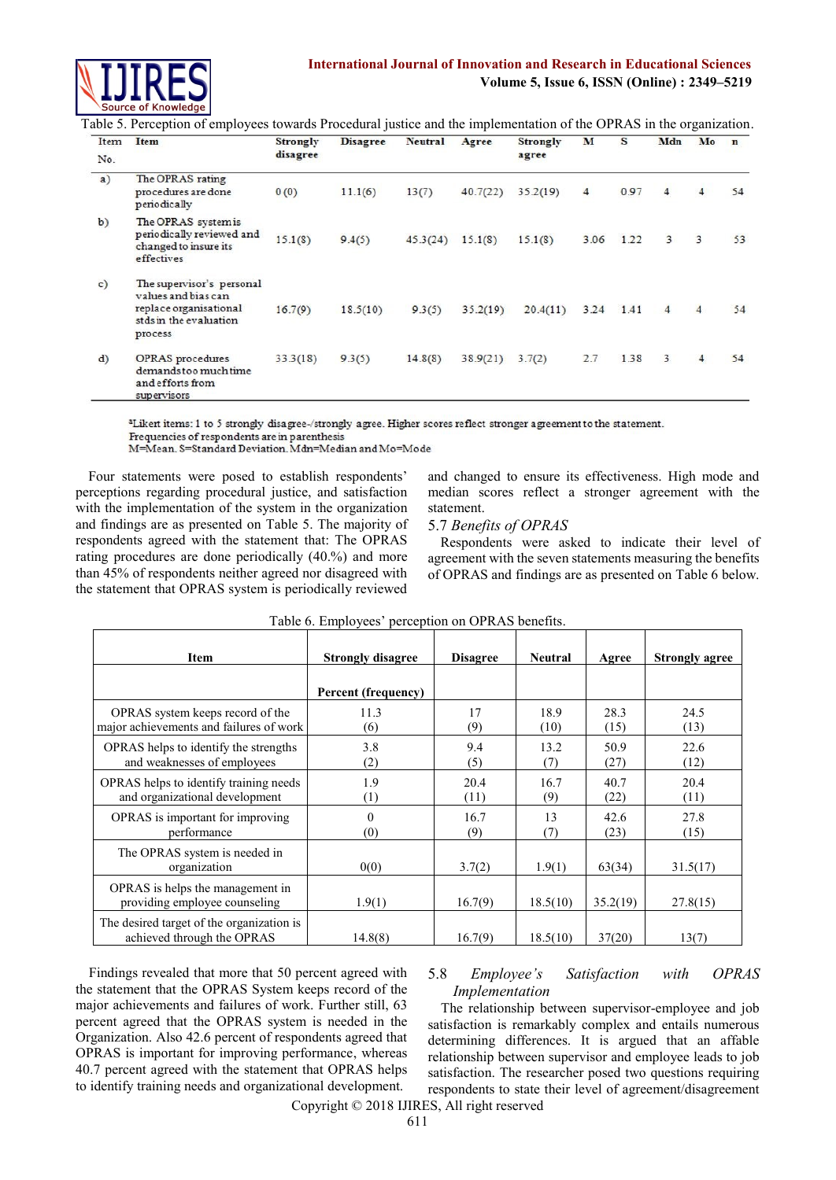Table 5. Perception of employees towards Procedural justice and the implementation of the OPRAS in the organization.

| Item No. | Item | Strongly disagree | Disagree | Neutral | Agree | Strongly agree | M | S | Mdn | Mo | n |
|---|---|---|---|---|---|---|---|---|---|---|---|
| a) | The OPRAS rating procedures are done periodically | 0 (0) | 11.1(6) | 13(7) | 40.7(22) | 35.2(19) | 4 | 0.97 | 4 | 4 | 54 |
| b) | The OPRAS system is periodically reviewed and changed to insure its effectives | 15.1(8) | 9.4(5) | 45.3(24) | 15.1(8) | 15.1(8) | 3.06 | 1.22 | 3 | 3 | 53 |
| c) | The supervisor's personal values and bias can replace organisational stds in the evaluation process | 16.7(9) | 18.5(10) | 9.3(5) | 35.2(19) | 20.4(11) | 3.24 | 1.41 | 4 | 4 | 54 |
| d) | OPRAS procedures demands too much time and efforts from supervisors | 33.3(18) | 9.3(5) | 14.8(8) | 38.9(21) | 3.7(2) | 2.7 | 1.38 | 3 | 4 | 54 |

[a]Likert items: 1 to 5 strongly disagree-/strongly agree. Higher scores reflect stronger agreement to the statement.
Frequencies of respondents are in parenthesis
M=Mean. S=Standard Deviation. Mdn=Median and Mo=Mode

Four statements were posed to establish respondents' perceptions regarding procedural justice, and satisfaction with the implementation of the system in the organization and findings are as presented on Table 5. The majority of respondents agreed with the statement that: The OPRAS rating procedures are done periodically (40.%) and more than 45% of respondents neither agreed nor disagreed with the statement that OPRAS system is periodically reviewed and changed to ensure its effectiveness. High mode and median scores reflect a stronger agreement with the statement.

### 5.7 *Benefits of OPRAS*

Respondents were asked to indicate their level of agreement with the seven statements measuring the benefits of OPRAS and findings are as presented on Table 6 below.

Table 6. Employees' perception on OPRAS benefits.

| Item | Strongly disagree | Disagree | Neutral | Agree | Strongly agree |
|---|---|---|---|---|---|
| | Percent (frequency) | | | | |
| OPRAS system keeps record of the major achievements and failures of work | 11.3 (6) | 17 (9) | 18.9 (10) | 28.3 (15) | 24.5 (13) |
| OPRAS helps to identify the strengths and weaknesses of employees | 3.8 (2) | 9.4 (5) | 13.2 (7) | 50.9 (27) | 22.6 (12) |
| OPRAS helps to identify training needs and organizational development | 1.9 (1) | 20.4 (11) | 16.7 (9) | 40.7 (22) | 20.4 (11) |
| OPRAS is important for improving performance | 0 (0) | 16.7 (9) | 13 (7) | 42.6 (23) | 27.8 (15) |
| The OPRAS system is needed in organization | 0(0) | 3.7(2) | 1.9(1) | 63(34) | 31.5(17) |
| OPRAS is helps the management in providing employee counseling | 1.9(1) | 16.7(9) | 18.5(10) | 35.2(19) | 27.8(15) |
| The desired target of the organization is achieved through the OPRAS | 14.8(8) | 16.7(9) | 18.5(10) | 37(20) | 13(7) |

Findings revealed that more that 50 percent agreed with the statement that the OPRAS System keeps record of the major achievements and failures of work. Further still, 63 percent agreed that the OPRAS system is needed in the Organization. Also 42.6 percent of respondents agreed that OPRAS is important for improving performance, whereas 40.7 percent agreed with the statement that OPRAS helps to identify training needs and organizational development.

### 5.8 *Employee's Satisfaction with OPRAS Implementation*

The relationship between supervisor-employee and job satisfaction is remarkably complex and entails numerous determining differences. It is argued that an affable relationship between supervisor and employee leads to job satisfaction. The researcher posed two questions requiring respondents to state their level of agreement/disagreement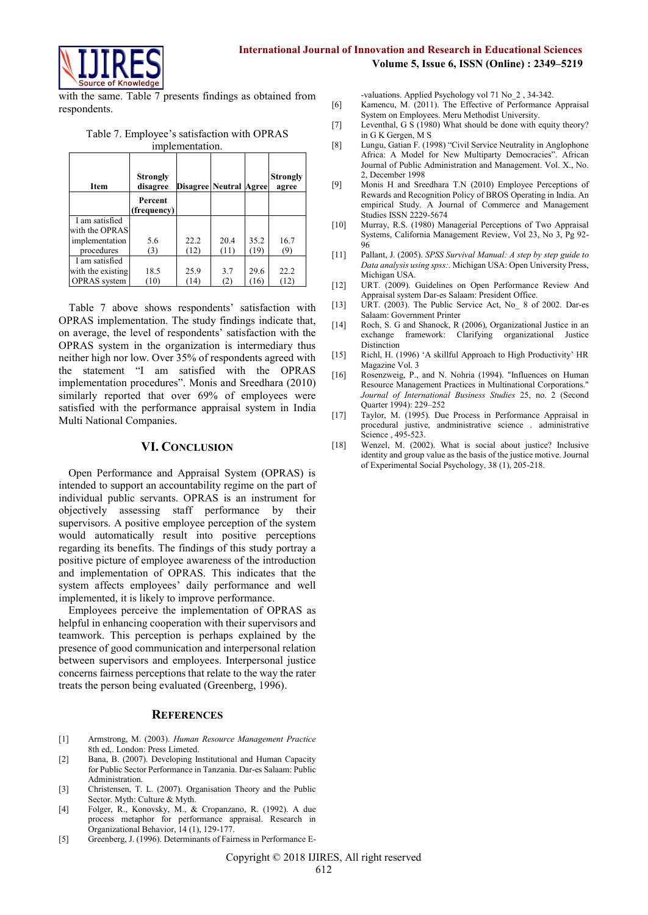with the same. Table 7 presents findings as obtained from respondents.

Table 7. Employee's satisfaction with OPRAS implementation.

| Item | Strongly disagree | Disagree | Neutral | Agree | Strongly agree |
|---|---|---|---|---|---|
| | Percent (frequency) | | | | |
| I am satisfied with the OPRAS implementation procedures | 5.6 (3) | 22.2 (12) | 20.4 (11) | 35.2 (19) | 16.7 (9) |
| I am satisfied with the existing OPRAS system | 18.5 (10) | 25.9 (14) | 3.7 (2) | 29.6 (16) | 22.2 (12) |

Table 7 above shows respondents' satisfaction with OPRAS implementation. The study findings indicate that, on average, the level of respondents' satisfaction with the OPRAS system in the organization is intermediary thus neither high nor low. Over 35% of respondents agreed with the statement "I am satisfied with the OPRAS implementation procedures". Monis and Sreedhara (2010) similarly reported that over 69% of employees were satisfied with the performance appraisal system in India Multi National Companies.

## VI. Conclusion

Open Performance and Appraisal System (OPRAS) is intended to support an accountability regime on the part of individual public servants. OPRAS is an instrument for objectively assessing staff performance by their supervisors. A positive employee perception of the system would automatically result into positive perceptions regarding its benefits. The findings of this study portray a positive picture of employee awareness of the introduction and implementation of OPRAS. This indicates that the system affects employees' daily performance and well implemented, it is likely to improve performance.

Employees perceive the implementation of OPRAS as helpful in enhancing cooperation with their supervisors and teamwork. This perception is perhaps explained by the presence of good communication and interpersonal relation between supervisors and employees. Interpersonal justice concerns fairness perceptions that relate to the way the rater treats the person being evaluated (Greenberg, 1996).

## References

[1] Armstrong, M. (2003). *Human Resource Management Practice* 8th ed,. London: Press Limeted.

[2] Bana, B. (2007). Developing Institutional and Human Capacity for Public Sector Performance in Tanzania. Dar-es Salaam: Public Administration.

[3] Christensen, T. L. (2007). Organisation Theory and the Public Sector. Myth: Culture & Myth.

[4] Folger, R., Konovsky, M., & Cropanzano, R. (1992). A due process metaphor for performance appraisal. Research in Organizational Behavior, 14 (1), 129-177.

[5] Greenberg, J. (1996). Determinants of Fairness in Performance E--valuations. Applied Psychology vol 71 No_2 , 34-342.

[6] Kamencu, M. (2011). The Effective of Performance Appraisal System on Employees. Meru Methodist University.

[7] Leventhal, G S (1980) What should be done with equity theory? in G K Gergen, M S

[8] Lungu, Gatian F. (1998) "Civil Service Neutrality in Anglophone Africa: A Model for New Multiparty Democracies". African Journal of Public Administration and Management. Vol. X., No. 2, December 1998

[9] Monis H and Sreedhara T.N (2010) Employee Perceptions of Rewards and Recognition Policy of BROS Operating in India. An empirical Study. A Journal of Commerce and Management Studies ISSN 2229-5674

[10] Murray, R.S. (1980) Managerial Perceptions of Two Appraisal Systems, California Management Review, Vol 23, No 3, Pg 92-96

[11] Pallant, J. (2005). *SPSS Survival Manual: A step by step guide to Data analysis using spss:.* Michigan USA: Open University Press, Michigan USA.

[12] URT. (2009). Guidelines on Open Performance Review And Appraisal system Dar-es Salaam: President Office.

[13] URT. (2003). The Public Service Act, No_ 8 of 2002. Dar-es Salaam: Government Printer

[14] Roch, S. G and Shanock, R (2006), Organizational Justice in an exchange framework: Clarifying organizational Justice Distinction

[15] Richl, H. (1996) 'A skillful Approach to High Productivity' HR Magazine Vol. 3

[16] Rosenzweig, P., and N. Nohria (1994). "Influences on Human Resource Management Practices in Multinational Corporations." *Journal of International Business Studies* 25, no. 2 (Second Quarter 1994): 229–252

[17] Taylor, M. (1995). Due Process in Performance Appraisal in procedural justive, andministrative science . administrative Science , 495-523.

[18] Wenzel, M. (2002). What is social about justice? Inclusive identity and group value as the basis of the justice motive. Journal of Experimental Social Psychology, 38 (1), 205-218.